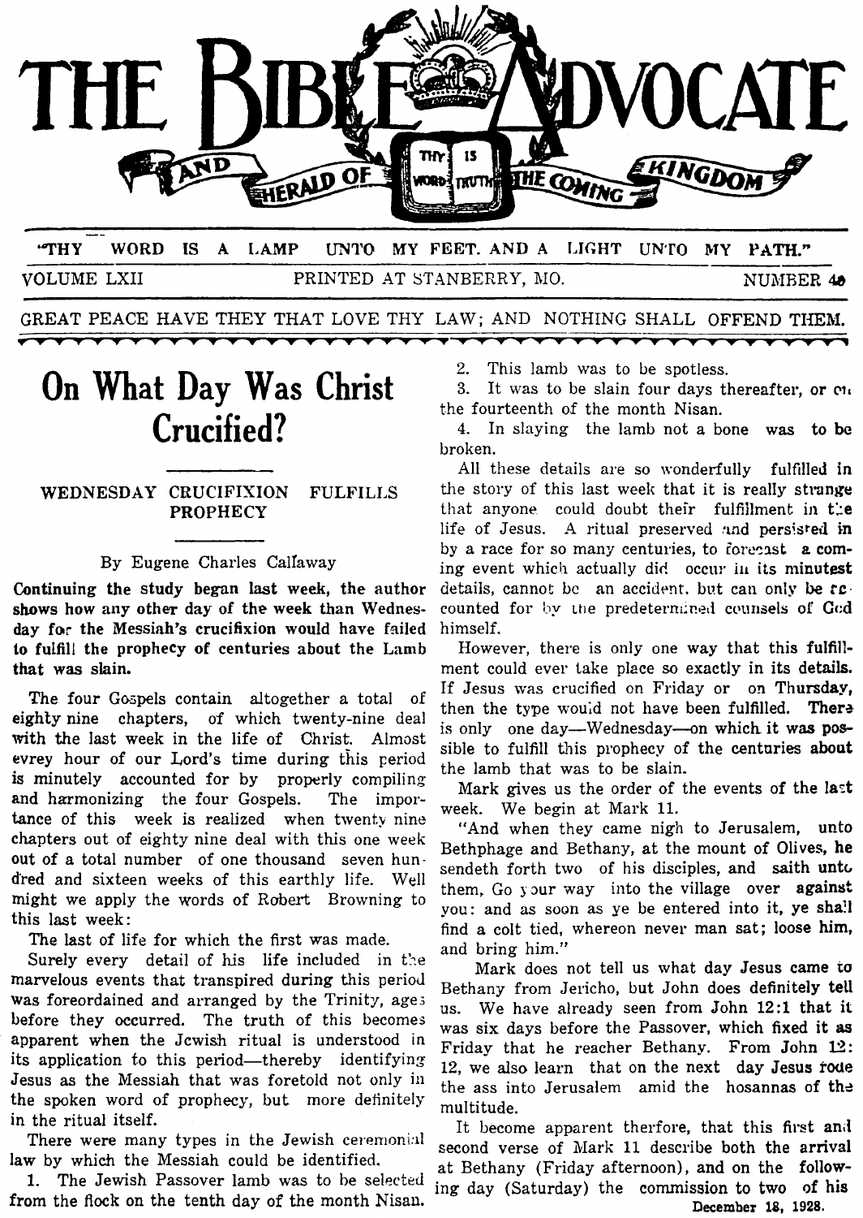# THE BIBLE ADVOCATE

## AND HERALD OF THE COMING KINGDOM

THY WORD IS TRUTH

"THY WORD IS A LAMP UNTO MY FEET. AND A LIGHT UNTO MY PATH."

VOLUME LXII — PRINTED AT STANBERRY, MO. — NUMBER 40

GREAT PEACE HAVE THEY THAT LOVE THY LAW; AND NOTHING SHALL OFFEND THEM.

December 18, 1928.

# On What Day Was Christ Crucified?

### WEDNESDAY CRUCIFIXION FULFILLS PROPHECY

By Eugene Charles Callaway

**Continuing the study began last week, the author shows how any other day of the week than Wednesday for the Messiah's crucifixion would have failed to fulfill the prophecy of centuries about the Lamb that was slain.**

The four Gospels contain altogether a total of eighty nine chapters, of which twenty-nine deal with the last week in the life of Christ. Almost evrey hour of our Lord's time during this period is minutely accounted for by properly compiling and harmonizing the four Gospels. The importance of this week is realized when twenty nine chapters out of eighty nine deal with this one week out of a total number of one thousand seven hundred and sixteen weeks of this earthly life. Well might we apply the words of Robert Browning to this last week:

The last of life for which the first was made.

Surely every detail of his life included in the marvelous events that transpired during this period was foreordained and arranged by the Trinity, ages before they occurred. The truth of this becomes apparent when the Jewish ritual is understood in its application to this period—thereby identifying Jesus as the Messiah that was foretold not only in the spoken word of prophecy, but more definitely in the ritual itself.

There were many types in the Jewish ceremonial law by which the Messiah could be identified.

1. The Jewish Passover lamb was to be selected from the flock on the tenth day of the month Nisan.
2. This lamb was to be spotless.
3. It was to be slain four days thereafter, or on the fourteenth of the month Nisan.
4. In slaying the lamb not a bone was to be broken.

All these details are so wonderfully fulfilled in the story of this last week that it is really strange that anyone could doubt their fulfillment in the life of Jesus. A ritual preserved and persisted in by a race for so many centuries, to forecast a coming event which actually did occur in its minutest details, cannot be an accident, but can only be recounted for by the predetermined counsels of God himself.

However, there is only one way that this fulfillment could ever take place so exactly in its details. If Jesus was crucified on Friday or on Thursday, then the type would not have been fulfilled. There is only one day—Wednesday—on which it was possible to fulfill this prophecy of the centuries about the lamb that was to be slain.

Mark gives us the order of the events of the last week. We begin at Mark 11.

"And when they came nigh to Jerusalem, unto Bethphage and Bethany, at the mount of Olives, he sendeth forth two of his disciples, and saith unto them, Go your way into the village over against you: and as soon as ye be entered into it, ye shall find a colt tied, whereon never man sat; loose him, and bring him."

Mark does not tell us what day Jesus came to Bethany from Jericho, but John does definitely tell us. We have already seen from John 12:1 that it was six days before the Passover, which fixed it as Friday that he reacher Bethany. From John 12:12, we also learn that on the next day Jesus rode the ass into Jerusalem amid the hosannas of the multitude.

It become apparent therfore, that this first and second verse of Mark 11 describe both the arrival at Bethany (Friday afternoon), and on the following day (Saturday) the commission to two of his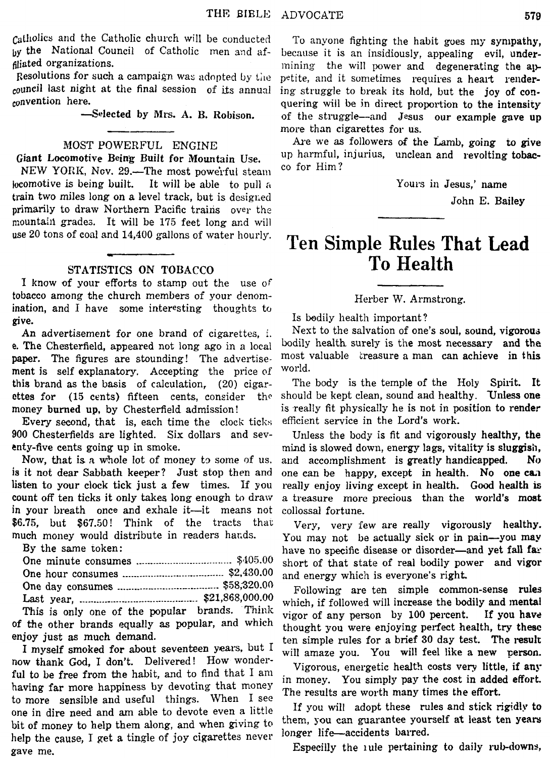Catholics and the Catholic church will be conducted by the National Council of Catholic men and affiliated organizations.

Resolutions for such a campaign was adopted by the council last night at the final session of its annual convention here.

—Selected by Mrs. A. B. Robison.

## MOST POWERFUL ENGINE

**Giant Locomotive Being Built for Mountain Use.**

NEW YORK, Nov. 29.—The most powerful steam locomotive is being built. It will be able to pull a train two miles long on a level track, but is designed primarily to draw Northern Pacific trains over the mountain grades. It will be 175 feet long and will use 20 tons of coal and 14,400 gallons of water hourly.

## STATISTICS ON TOBACCO

I know of your efforts to stamp out the use of tobacco among the church members of your denomination, and I have some interesting thoughts to give.

An advertisement for one brand of cigarettes, i. e. The Chesterfield, appeared not long ago in a local paper. The figures are stounding! The advertisement is self explanatory. Accepting the price of this brand as the basis of calculation, (20) cigarettes for (15 cents) fifteen cents, consider the money burned up, by Chesterfield admission!

Every second, that is, each time the clock ticks 900 Chesterfields are lighted. Six dollars and seventy-five cents going up in smoke.

Now, that is a whole lot of money to some of us, is it not dear Sabbath keeper? Just stop then and listen to your clock tick just a few times. If you count off ten ticks it only takes long enough to draw in your breath once and exhale it—it means not $6.75, but $67.50! Think of the tracts that much money would distribute in readers hands.

By the same token:

| | |
|---|---|
| One minute consumes | $405.00 |
| One hour consumes | $2,430.00 |
| One day consumes | $58,320.00 |
| Last year, | $21,868,000.00 |

This is only one of the popular brands. Think of the other brands equally as popular, and which enjoy just as much demand.

I myself smoked for about seventeen years, but I now thank God, I don't. Delivered! How wonderful to be free from the habit, and to find that I am having far more happiness by devoting that money to more sensible and useful things. When I see one in dire need and am able to devote even a little bit of money to help them along, and when giving to help the cause, I get a tingle of joy cigarettes never gave me.

To anyone fighting the habit goes my sympathy, because it is an insidiously, appealing evil, undermining the will power and degenerating the appetite, and it sometimes requires a heart rendering struggle to break its hold, but the joy of conquering will be in direct proportion to the intensity of the struggle—and Jesus our example gave up more than cigarettes for us.

Are we as followers of the Lamb, going to give up harmful, injurious, unclean and revolting tobacco for Him?

Yours in Jesus,' name

John E. Bailey

# Ten Simple Rules That Lead To Health

Herber W. Armstrong.

Is bodily health important?

Next to the salvation of one's soul, sound, vigorous bodily health surely is the most necessary and the most valuable treasure a man can achieve in this world.

The body is the temple of the Holy Spirit. It should be kept clean, sound and healthy. Unless one is really fit physically he is not in position to render efficient service in the Lord's work.

Unless the body is fit and vigorously healthy, the mind is slowed down, energy lags, vitality is sluggish, and accomplishment is greatly handicapped. No one can be happy, except in health. No one can really enjoy living except in health. Good health is a treasure more precious than the world's most collossal fortune.

Very, very few are really vigorously healthy. You may not be actually sick or in pain—you may have no specific disease or disorder—and yet fall far short of that state of real bodily power and vigor and energy which is everyone's right.

Following are ten simple common-sense rules which, if followed will increase the bodily and mental vigor of any person by 100 percent. If you have thought you were enjoying perfect health, try these ten simple rules for a brief 30 day test. The result will amaze you. You will feel like a new person.

Vigorous, energetic health costs very little, if any in money. You simply pay the cost in added effort. The results are worth many times the effort.

If you will adopt these rules and stick rigidly to them, you can guarantee yourself at least ten years longer life—accidents barred.

Especilly the rule pertaining to daily rub-downs,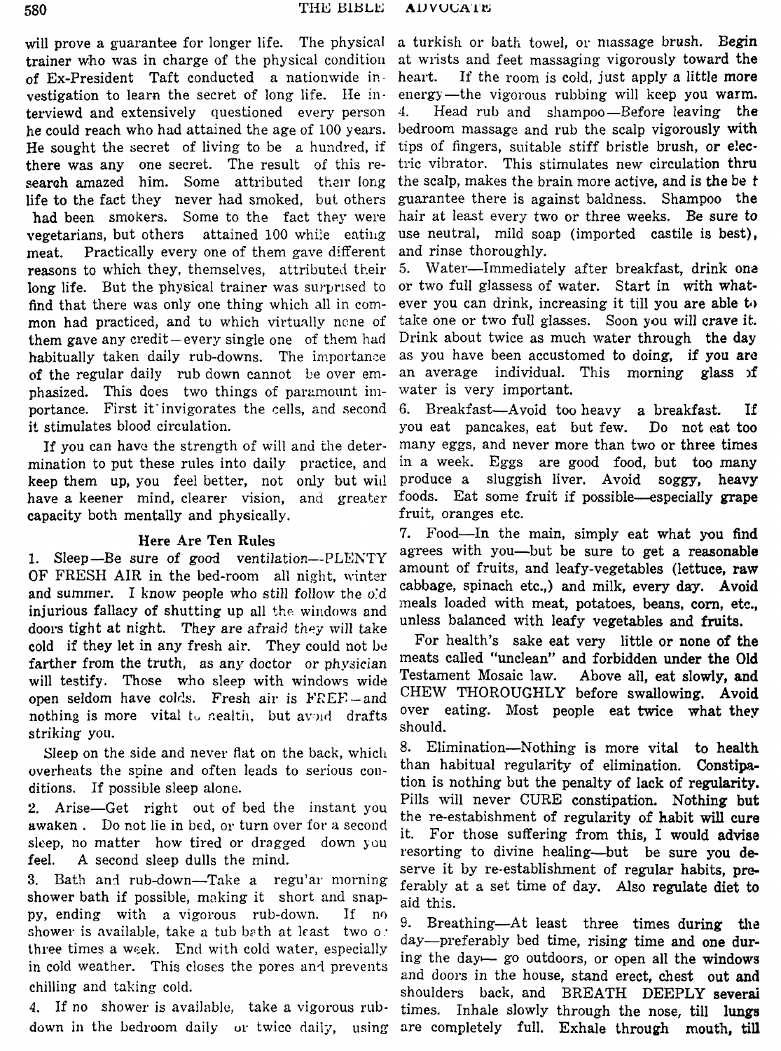will prove a guarantee for longer life. The physical trainer who was in charge of the physical condition of Ex-President Taft conducted a nationwide investigation to learn the secret of long life. He interviewd and extensively questioned every person he could reach who had attained the age of 100 years. He sought the secret of living to be a hundred, if there was any one secret. The result of this research amazed him. Some attributed their long life to the fact they never had smoked, but others had been smokers. Some to the fact they were vegetarians, but others attained 100 while eating meat. Practically every one of them gave different reasons to which they, themselves, attributed their long life. But the physical trainer was surprised to find that there was only one thing which all in common had practiced, and to which virtually none of them gave any credit—every single one of them had habitually taken daily rub-downs. The importance of the regular daily rub down cannot be over emphasized. This does two things of paramount importance. First it invigorates the cells, and second it stimulates blood circulation.

If you can have the strength of will and the determination to put these rules into daily practice, and keep them up, you feel better, not only but will have a keener mind, clearer vision, and greater capacity both mentally and physically.

### Here Are Ten Rules

1. Sleep—Be sure of good ventilation—PLENTY OF FRESH AIR in the bed-room all night, winter and summer. I know people who still follow the old injurious fallacy of shutting up all the windows and doors tight at night. They are afraid they will take cold if they let in any fresh air. They could not be farther from the truth, as any doctor or physician will testify. Those who sleep with windows wide open seldom have colds. Fresh air is FREE—and nothing is more vital to health, but avoid drafts striking you.

Sleep on the side and never flat on the back, which overheats the spine and often leads to serious conditions. If possible sleep alone.

2. Arise—Get right out of bed the instant you awaken. Do not lie in bed, or turn over for a second sleep, no matter how tired or dragged down you feel. A second sleep dulls the mind.

3. Bath and rub-down—Take a regular morning shower bath if possible, making it short and snappy, ending with a vigorous rub-down. If no shower is available, take a tub bath at least two or three times a week. End with cold water, especially in cold weather. This closes the pores and prevents chilling and taking cold.

4. If no shower is available, take a vigorous rub-down in the bedroom daily or twice daily, using a turkish or bath towel, or massage brush. Begin at wrists and feet massaging vigorously toward the heart. If the room is cold, just apply a little more energy—the vigorous rubbing will keep you warm.

4. Head rub and shampoo—Before leaving the bedroom massage and rub the scalp vigorously with tips of fingers, suitable stiff bristle brush, or electric vibrator. This stimulates new circulation thru the scalp, makes the brain more active, and is the best guarantee there is against baldness. Shampoo the hair at least every two or three weeks. Be sure to use neutral, mild soap (imported castile is best), and rinse thoroughly.

5. Water—Immediately after breakfast, drink one or two full glassess of water. Start in with whatever you can drink, increasing it till you are able to take one or two full glasses. Soon you will crave it. Drink about twice as much water through the day as you have been accustomed to doing, if you are an average individual. This morning glass of water is very important.

6. Breakfast—Avoid too heavy a breakfast. If you eat pancakes, eat but few. Do not eat too many eggs, and never more than two or three times in a week. Eggs are good food, but too many produce a sluggish liver. Avoid soggy, heavy foods. Eat some fruit if possible—especially grape fruit, oranges etc.

7. Food—In the main, simply eat what you find agrees with you—but be sure to get a reasonable amount of fruits, and leafy-vegetables (lettuce, raw cabbage, spinach etc.,) and milk, every day. Avoid meals loaded with meat, potatoes, beans, corn, etc., unless balanced with leafy vegetables and fruits.

For health's sake eat very little or none of the meats called "unclean" and forbidden under the Old Testament Mosaic law. Above all, eat slowly, and CHEW THOROUGHLY before swallowing. Avoid over eating. Most people eat twice what they should.

8. Elimination—Nothing is more vital to health than habitual regularity of elimination. Constipation is nothing but the penalty of lack of regularity. Pills will never CURE constipation. Nothing but the re-estabishment of regularity of habit will cure it. For those suffering from this, I would advise resorting to divine healing—but be sure you deserve it by re-establishment of regular habits, preferably at a set time of day. Also regulate diet to aid this.

9. Breathing—At least three times during the day—preferably bed time, rising time and one during the day— go outdoors, or open all the windows and doors in the house, stand erect, chest out and shoulders back, and BREATH DEEPLY several times. Inhale slowly through the nose, till lungs are completely full. Exhale through mouth, till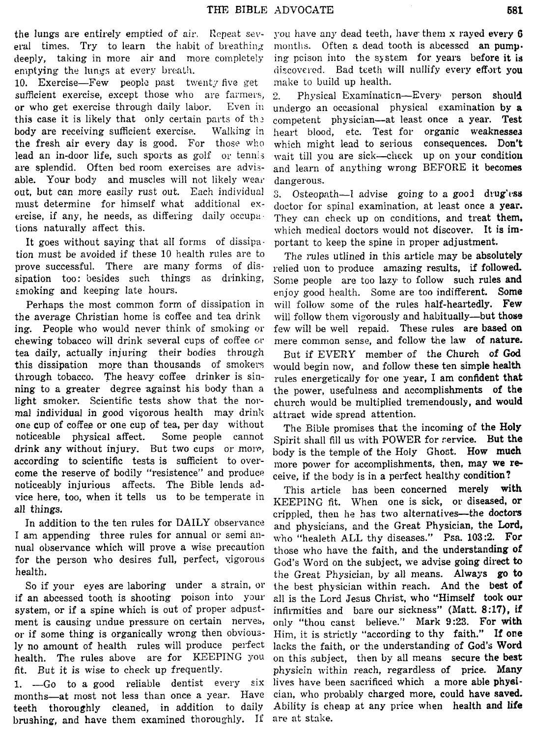the lungs are entirely emptied of air. Repeat several times. Try to learn the habit of breathing deeply, taking in more air and more completely emptying the lungs at every breath.

10. Exercise—Few people past twenty five get sufficient exercise, except those who are farmers, or who get exercise through daily labor. Even in this case it is likely that only certain parts of the body are receiving sufficient exercise. Walking in the fresh air every day is good. For those who lead an in-door life, such sports as golf or tennis are splendid. Often bed room exercises are advisable. Your body and muscles will not likely wear out, but can more easily rust out. Each individual must determine for himself what additional exercise, if any, he needs, as differing daily occupations naturally affect this.

It goes without saying that all forms of dissipation must be avoided if these 10 health rules are to prove successful. There are many forms of dissipation too: besides such things as drinking, smoking and keeping late hours.

Perhaps the most common form of dissipation in the average Christian home is coffee and tea drinking. People who would never think of smoking or chewing tobacco will drink several cups of coffee or tea daily, actually injuring their bodies through this dissipation more than thousands of smokers through tobacco. The heavy coffee drinker is sinning to a greater degree against his body than a light smoker. Scientific tests show that the normal individual in good vigorous health may drink one cup of coffee or one cup of tea, per day without noticeable physical affect. Some people cannot drink any without injury. But two cups or more, according to scientific tests is sufficient to overcome the reserve of bodily "resistence" and produce noticeably injurious affects. The Bible lends advice here, too, when it tells us to be temperate in all things.

In addition to the ten rules for DAILY observance I am appending three rules for annual or semi annual observance which will prove a wise precaution for the person who desires full, perfect, vigorous health.

So if your eyes are laboring under a strain, or if an abcessed tooth is shooting poison into your system, or if a spine which is out of proper adpustment is causing undue pressure on certain nerves, or if some thing is organically wrong then obviously no amount of health rules will produce perfect health. The rules above are for KEEPING you fit. But it is wise to check up frequently.

1. —Go to a good reliable dentist every six months—at most not less than once a year. Have teeth thoroughly cleaned, in addition to daily brushing, and have them examined thoroughly. If you have any dead teeth, have them x rayed every 6 months. Often a dead tooth is abcessed an pumping poison into the system for years before it is discovered. Bad teeth will nullify every effort you make to build up health.

2. Physical Examination—Every person should undergo an occasional physical examination by a competent physician—at least once a year. Test heart blood, etc. Test for organic weaknesses which might lead to serious consequences. Don't wait till you are sick—check up on your condition and learn of anything wrong BEFORE it becomes dangerous.

3. Osteopath—I advise going to a good drugless doctor for spinal examination, at least once a year. They can check up on conditions, and treat them, which medical doctors would not discover. It is important to keep the spine in proper adjustment.

The rules utlined in this article may be absolutely relied uon to produce amazing results, if followed. Some people are too lazy to follow such rules and enjoy good health. Some are too indifferent. Some will follow some of the rules half-heartedly. Few will follow them vigorously and habitually—but those few will be well repaid. These rules are based on mere common sense, and follow the law of nature.

But if EVERY member of the Church of God would begin now, and follow these ten simple health rules energetically for one year, I am confident that the power, usefulness and accomplishments of the church would be multiplied tremendously, and would attract wide spread attention.

The Bible promises that the incoming of the Holy Spirit shall fill us with POWER for service. But the body is the temple of the Holy Ghost. How much more power for accomplishments, then, may we receive, if the body is in a perfect healthy condition?

This article has been concerned merely with KEEPING fit. When one is sick, or diseased, or crippled, then he has two alternatives—the doctors and physicians, and the Great Physician, the Lord, who "healeth ALL thy diseases." Psa. 103:2. For those who have the faith, and the understanding of God's Word on the subject, we advise going direct to the Great Physician, by all means. Always go to the best physician within reach. And the best of all is the Lord Jesus Christ, who "Himself took our infirmities and bare our sickness" (Matt. 8:17), if only "thou canst believe." Mark 9:23. For with Him, it is strictly "according to thy faith." If one lacks the faith, or the understanding of God's Word on this subject, then by all means secure the best physicin within reach, regardless of price. Many lives have been sacrificed which a more able physician, who probably charged more, could have saved. Ability is cheap at any price when health and life are at stake.